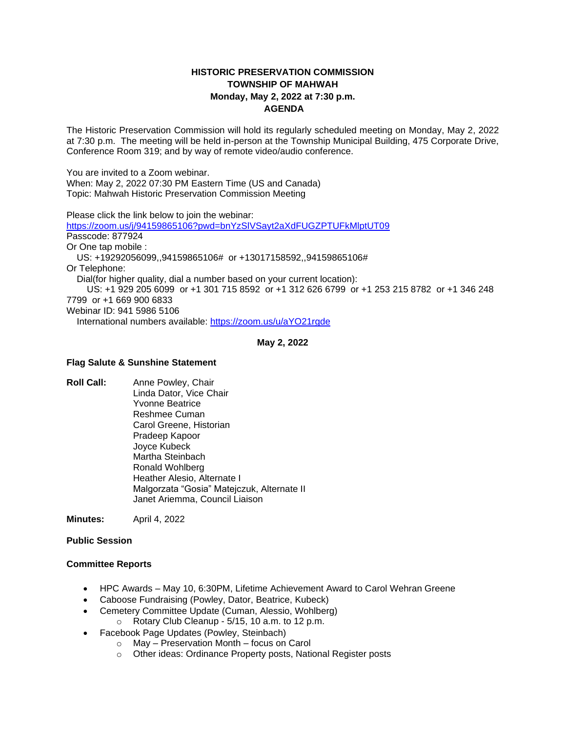# HISTORIC PRESERVATION COMMISSION
## TOWNSHIP OF MAHWAH
### Monday, May 2, 2022 at 7:30 p.m.
### AGENDA

The Historic Preservation Commission will hold its regularly scheduled meeting on Monday, May 2, 2022 at 7:30 p.m. The meeting will be held in-person at the Township Municipal Building, 475 Corporate Drive, Conference Room 319; and by way of remote video/audio conference.

You are invited to a Zoom webinar.
When: May 2, 2022 07:30 PM Eastern Time (US and Canada)
Topic: Mahwah Historic Preservation Commission Meeting

Please click the link below to join the webinar:
https://zoom.us/j/94159865106?pwd=bnYzSlVSayt2aXdFUGZPTUFkMlptUT09
Passcode: 877924
Or One tap mobile :
US: +19292056099,,94159865106# or +13017158592,,94159865106#
Or Telephone:
Dial(for higher quality, dial a number based on your current location):
US: +1 929 205 6099 or +1 301 715 8592 or +1 312 626 6799 or +1 253 215 8782 or +1 346 248 7799 or +1 669 900 6833
Webinar ID: 941 5986 5106
International numbers available: https://zoom.us/u/aYO21rgde

**May 2, 2022**

**Flag Salute & Sunshine Statement**

**Roll Call:**
- Anne Powley, Chair
- Linda Dator, Vice Chair
- Yvonne Beatrice
- Reshmee Cuman
- Carol Greene, Historian
- Pradeep Kapoor
- Joyce Kubeck
- Martha Steinbach
- Ronald Wohlberg
- Heather Alesio, Alternate I
- Malgorzata "Gosia" Matejczuk, Alternate II
- Janet Ariemma, Council Liaison

**Minutes:** April 4, 2022

**Public Session**

**Committee Reports**

- HPC Awards – May 10, 6:30PM, Lifetime Achievement Award to Carol Wehran Greene
- Caboose Fundraising (Powley, Dator, Beatrice, Kubeck)
- Cemetery Committee Update (Cuman, Alessio, Wohlberg)
  - Rotary Club Cleanup - 5/15, 10 a.m. to 12 p.m.
- Facebook Page Updates (Powley, Steinbach)
  - May – Preservation Month – focus on Carol
  - Other ideas: Ordinance Property posts, National Register posts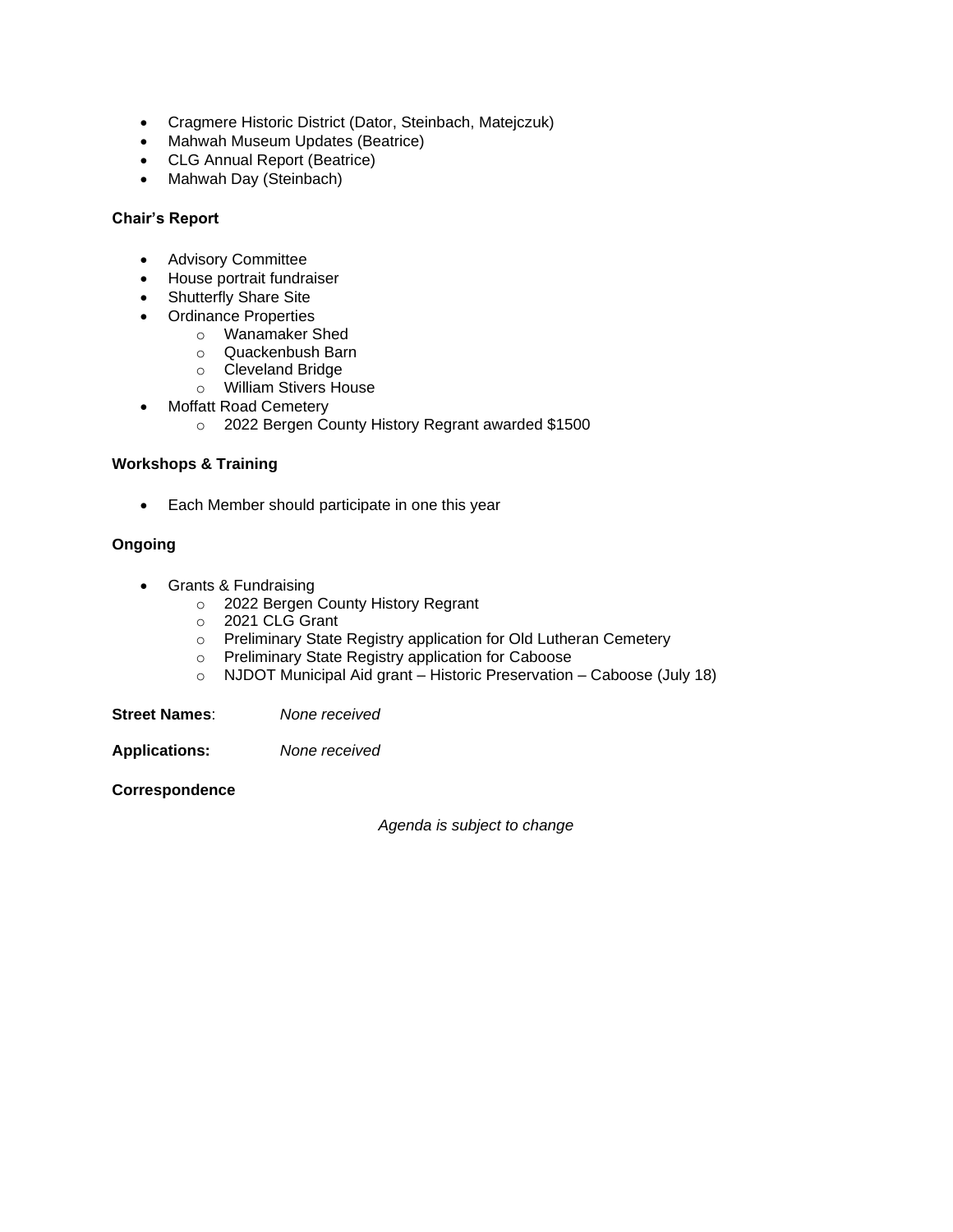- Cragmere Historic District (Dator, Steinbach, Matejczuk)
- Mahwah Museum Updates (Beatrice)
- CLG Annual Report (Beatrice)
- Mahwah Day (Steinbach)

**Chair's Report**

- Advisory Committee
- House portrait fundraiser
- Shutterfly Share Site
- Ordinance Properties
  - Wanamaker Shed
  - Quackenbush Barn
  - Cleveland Bridge
  - William Stivers House
- Moffatt Road Cemetery
  - 2022 Bergen County History Regrant awarded $1500

**Workshops & Training**

- Each Member should participate in one this year

**Ongoing**

- Grants & Fundraising
  - 2022 Bergen County History Regrant
  - 2021 CLG Grant
  - Preliminary State Registry application for Old Lutheran Cemetery
  - Preliminary State Registry application for Caboose
  - NJDOT Municipal Aid grant – Historic Preservation – Caboose (July 18)

**Street Names**: *None received*

**Applications:** *None received*

**Correspondence**

*Agenda is subject to change*